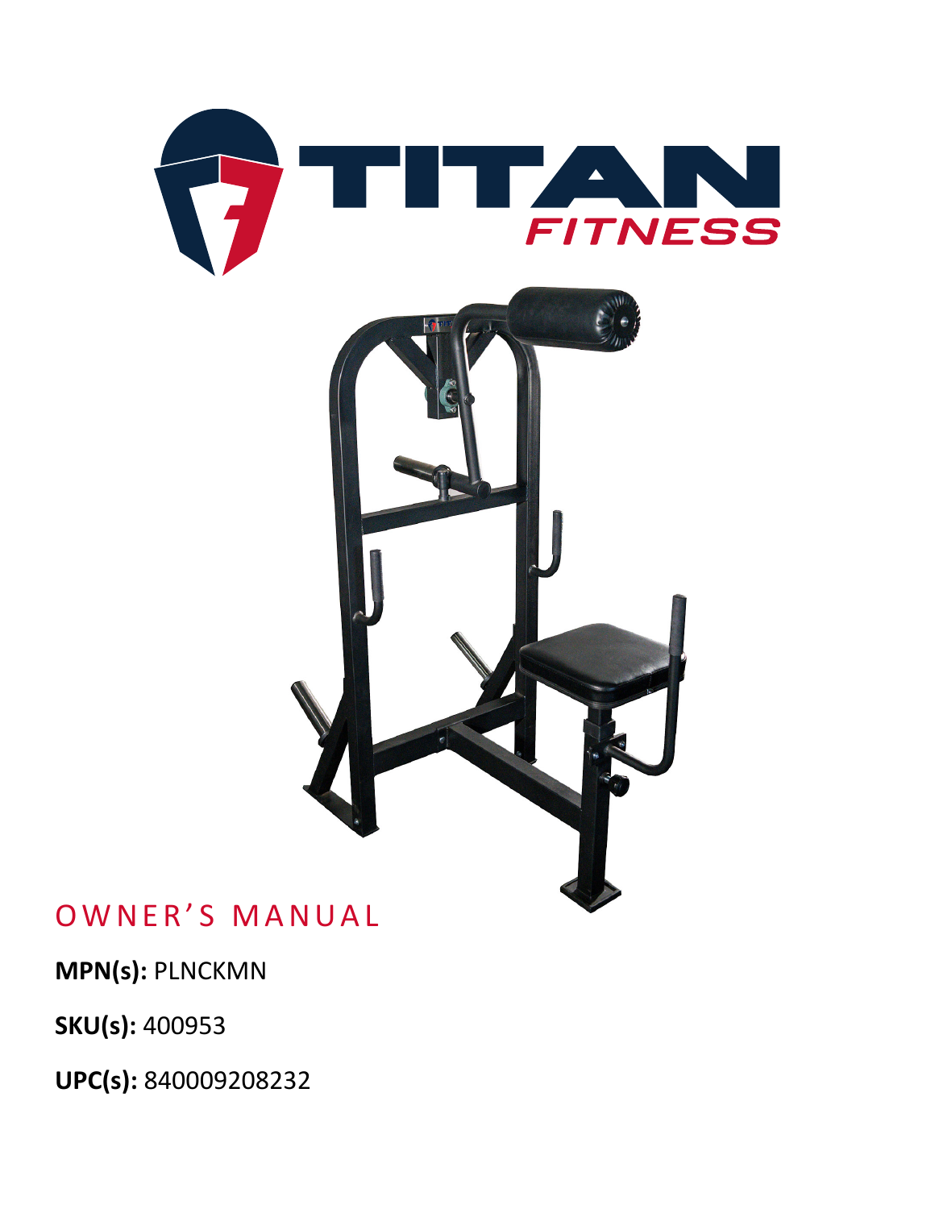TITAN FITNESS

# OWNER'S MANUAL

**MPN(s):** PLNCKMN

**SKU(s):** 400953

**UPC(s):** 840009208232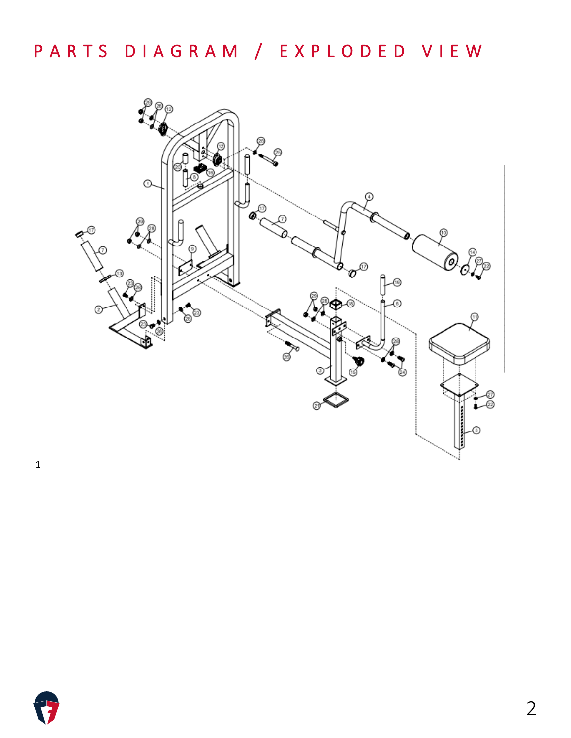# PARTS DIAGRAM / EXPLODED VIEW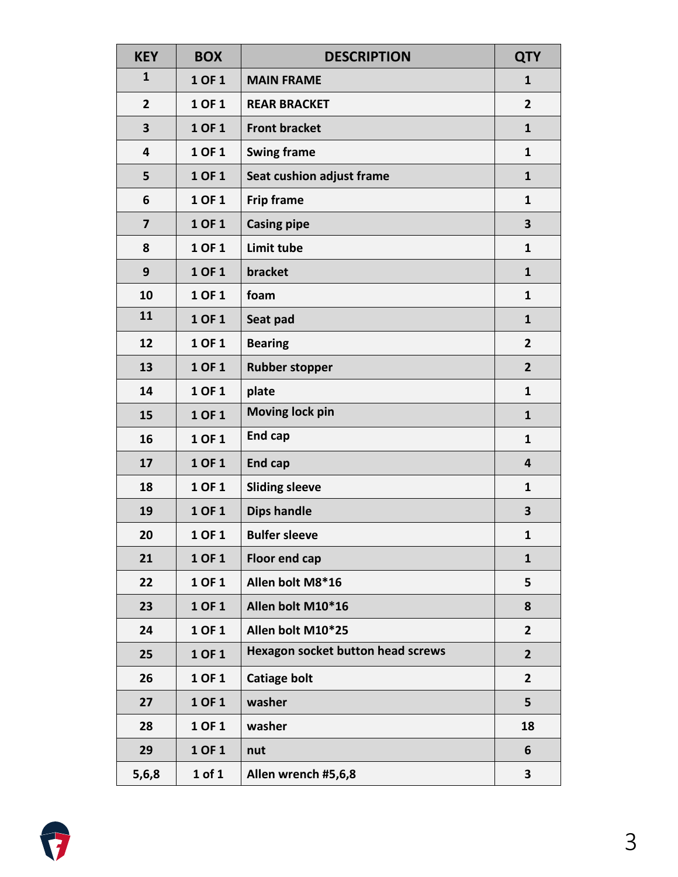| KEY | BOX | DESCRIPTION | QTY |
|---|---|---|---|
| 1 | 1 OF 1 | MAIN FRAME | 1 |
| 2 | 1 OF 1 | REAR BRACKET | 2 |
| 3 | 1 OF 1 | Front bracket | 1 |
| 4 | 1 OF 1 | Swing frame | 1 |
| 5 | 1 OF 1 | Seat cushion adjust frame | 1 |
| 6 | 1 OF 1 | Frip frame | 1 |
| 7 | 1 OF 1 | Casing pipe | 3 |
| 8 | 1 OF 1 | Limit tube | 1 |
| 9 | 1 OF 1 | bracket | 1 |
| 10 | 1 OF 1 | foam | 1 |
| 11 | 1 OF 1 | Seat pad | 1 |
| 12 | 1 OF 1 | Bearing | 2 |
| 13 | 1 OF 1 | Rubber stopper | 2 |
| 14 | 1 OF 1 | plate | 1 |
| 15 | 1 OF 1 | Moving lock pin | 1 |
| 16 | 1 OF 1 | End cap | 1 |
| 17 | 1 OF 1 | End cap | 4 |
| 18 | 1 OF 1 | Sliding sleeve | 1 |
| 19 | 1 OF 1 | Dips handle | 3 |
| 20 | 1 OF 1 | Bulfer sleeve | 1 |
| 21 | 1 OF 1 | Floor end cap | 1 |
| 22 | 1 OF 1 | Allen bolt M8*16 | 5 |
| 23 | 1 OF 1 | Allen bolt M10*16 | 8 |
| 24 | 1 OF 1 | Allen bolt M10*25 | 2 |
| 25 | 1 OF 1 | Hexagon socket button head screws | 2 |
| 26 | 1 OF 1 | Catiage bolt | 2 |
| 27 | 1 OF 1 | washer | 5 |
| 28 | 1 OF 1 | washer | 18 |
| 29 | 1 OF 1 | nut | 6 |
| 5,6,8 | 1 of 1 | Allen wrench #5,6,8 | 3 |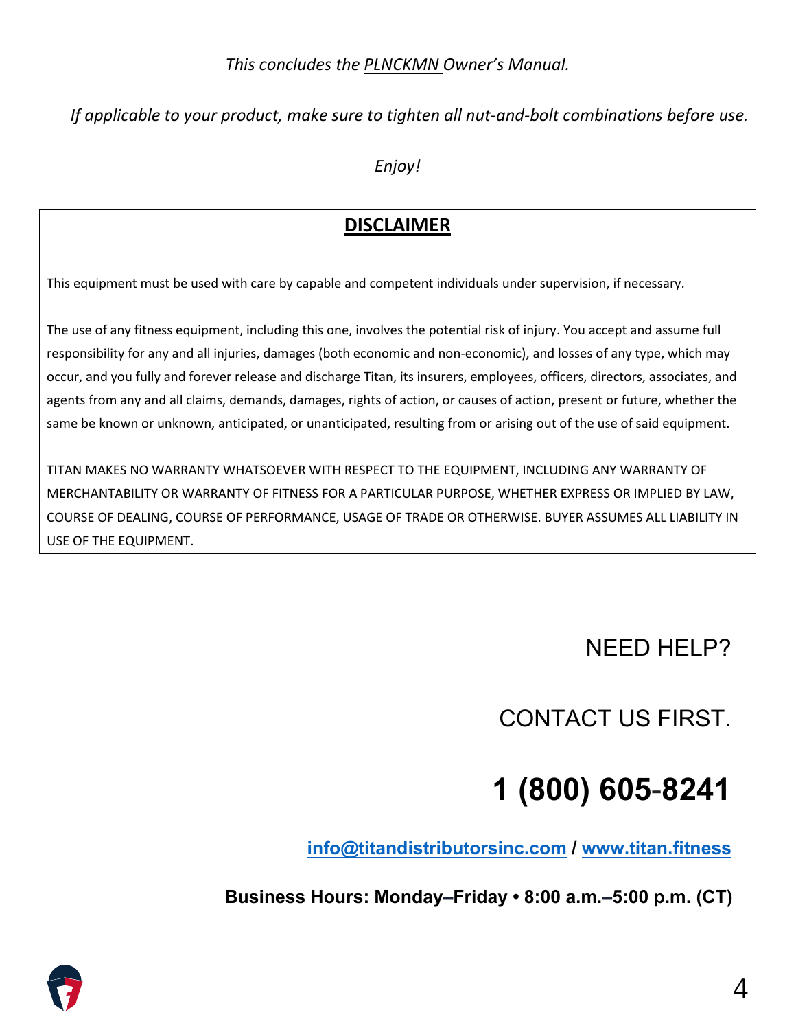*This concludes the PLNCKMN Owner's Manual.*

*If applicable to your product, make sure to tighten all nut-and-bolt combinations before use.*

*Enjoy!*

## DISCLAIMER

This equipment must be used with care by capable and competent individuals under supervision, if necessary.

The use of any fitness equipment, including this one, involves the potential risk of injury. You accept and assume full responsibility for any and all injuries, damages (both economic and non-economic), and losses of any type, which may occur, and you fully and forever release and discharge Titan, its insurers, employees, officers, directors, associates, and agents from any and all claims, demands, damages, rights of action, or causes of action, present or future, whether the same be known or unknown, anticipated, or unanticipated, resulting from or arising out of the use of said equipment.

TITAN MAKES NO WARRANTY WHATSOEVER WITH RESPECT TO THE EQUIPMENT, INCLUDING ANY WARRANTY OF MERCHANTABILITY OR WARRANTY OF FITNESS FOR A PARTICULAR PURPOSE, WHETHER EXPRESS OR IMPLIED BY LAW, COURSE OF DEALING, COURSE OF PERFORMANCE, USAGE OF TRADE OR OTHERWISE. BUYER ASSUMES ALL LIABILITY IN USE OF THE EQUIPMENT.

NEED HELP?

CONTACT US FIRST.

# 1 (800) 605-8241

**info@titandistributorsinc.com / www.titan.fitness**

**Business Hours: Monday–Friday • 8:00 a.m.–5:00 p.m. (CT)**